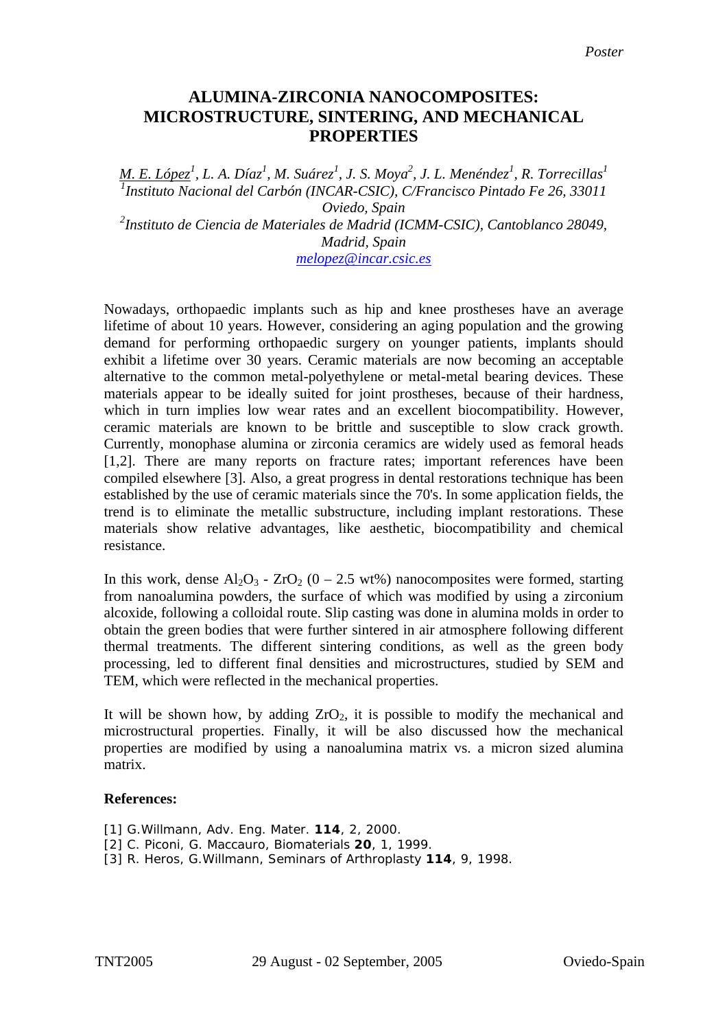*Poster*

# ALUMINA-ZIRCONIA NANOCOMPOSITES: MICROSTRUCTURE, SINTERING, AND MECHANICAL PROPERTIES

*M. E. López[1], L. A. Díaz[1], M. Suárez[1], J. S. Moya[2], J. L. Menéndez[1], R. Torrecillas[1]*
*[1]Instituto Nacional del Carbón (INCAR-CSIC), C/Francisco Pintado Fe 26, 33011 Oviedo, Spain*
*[2]Instituto de Ciencia de Materiales de Madrid (ICMM-CSIC), Cantoblanco 28049, Madrid, Spain*
*melopez@incar.csic.es*

Nowadays, orthopaedic implants such as hip and knee prostheses have an average lifetime of about 10 years. However, considering an aging population and the growing demand for performing orthopaedic surgery on younger patients, implants should exhibit a lifetime over 30 years. Ceramic materials are now becoming an acceptable alternative to the common metal-polyethylene or metal-metal bearing devices. These materials appear to be ideally suited for joint prostheses, because of their hardness, which in turn implies low wear rates and an excellent biocompatibility. However, ceramic materials are known to be brittle and susceptible to slow crack growth. Currently, monophase alumina or zirconia ceramics are widely used as femoral heads [1,2]. There are many reports on fracture rates; important references have been compiled elsewhere [3]. Also, a great progress in dental restorations technique has been established by the use of ceramic materials since the 70's. In some application fields, the trend is to eliminate the metallic substructure, including implant restorations. These materials show relative advantages, like aesthetic, biocompatibility and chemical resistance.

In this work, dense $Al_2O_3$ - $ZrO_2$ (0 – 2.5 wt%) nanocomposites were formed, starting from nanoalumina powders, the surface of which was modified by using a zirconium alcoxide, following a colloidal route. Slip casting was done in alumina molds in order to obtain the green bodies that were further sintered in air atmosphere following different thermal treatments. The different sintering conditions, as well as the green body processing, led to different final densities and microstructures, studied by SEM and TEM, which were reflected in the mechanical properties.

It will be shown how, by adding $ZrO_2$, it is possible to modify the mechanical and microstructural properties. Finally, it will be also discussed how the mechanical properties are modified by using a nanoalumina matrix vs. a micron sized alumina matrix.

**References:**

[1] G.Willmann, Adv. Eng. Mater. **114**, 2, 2000.
[2] C. Piconi, G. Maccauro, Biomaterials **20**, 1, 1999.
[3] R. Heros, G.Willmann, Seminars of Arthroplasty **114**, 9, 1998.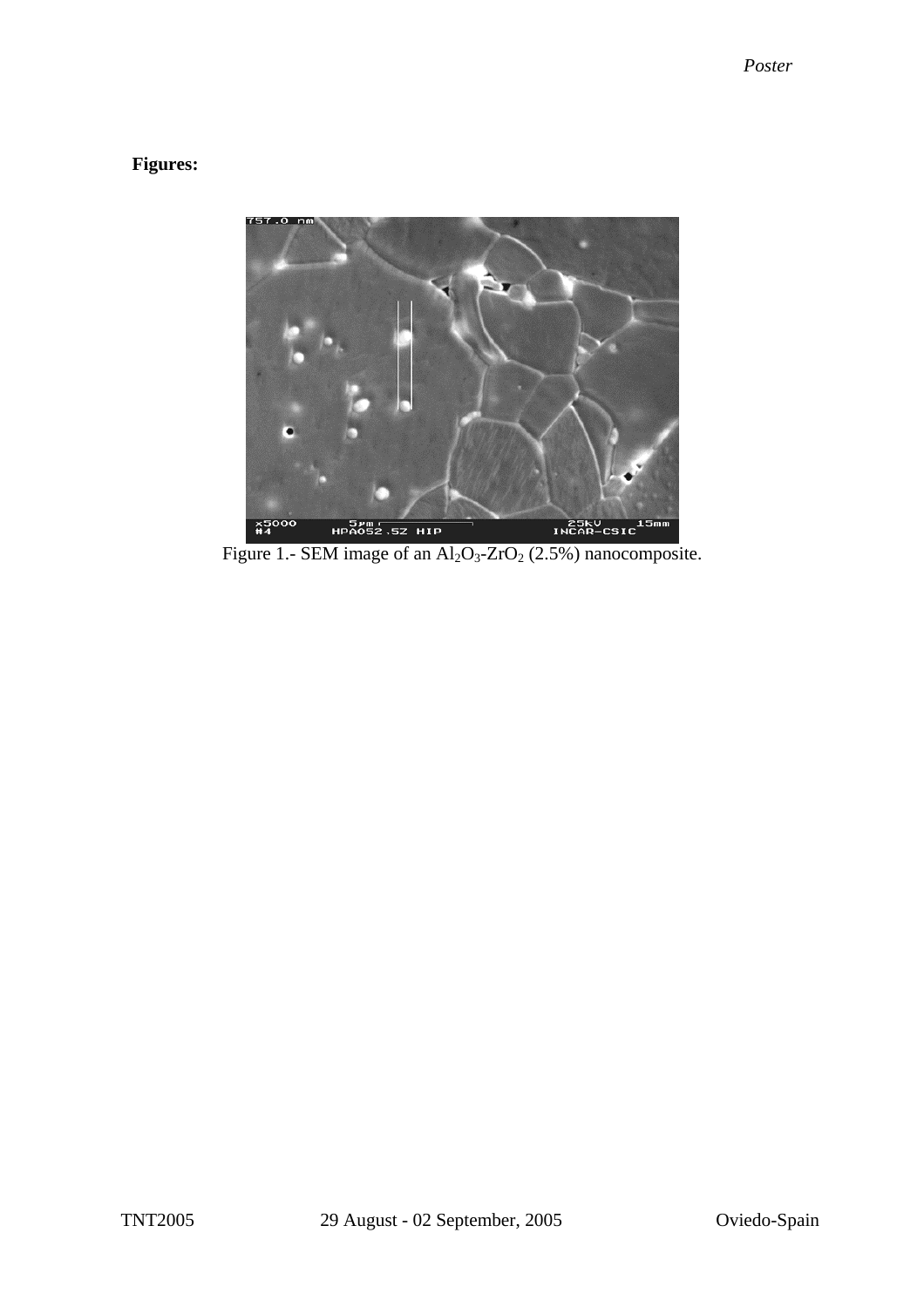**Figures:**

Figure 1.- SEM image of an $Al_2O_3$-$ZrO_2$ (2.5%) nanocomposite.